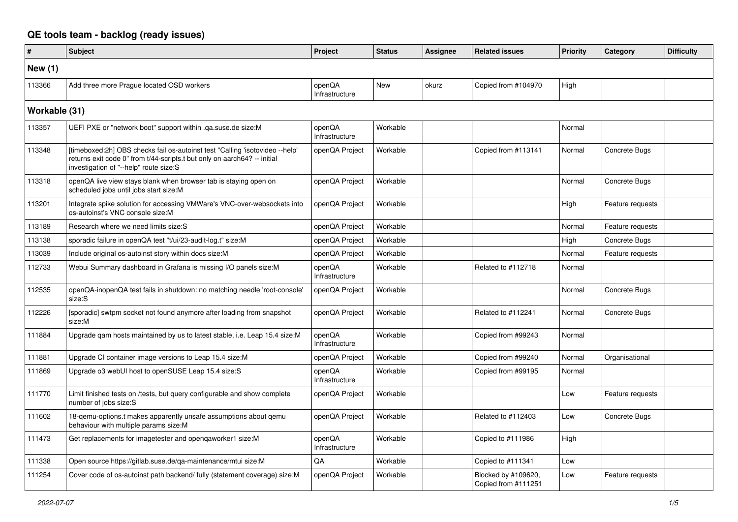# QE tools team - backlog (ready issues)

| # | Subject | Project | Status | Assignee | Related issues | Priority | Category | Difficulty |
|---|---|---|---|---|---|---|---|---|
| **New (1)** | | | | | | | | |
| 113366 | Add three more Prague located OSD workers | openQA Infrastructure | New | okurz | Copied from #104970 | High | | |
| **Workable (31)** | | | | | | | | |
| 113357 | UEFI PXE or "network boot" support within .qa.suse.de size:M | openQA Infrastructure | Workable | | | Normal | | |
| 113348 | [timeboxed:2h] OBS checks fail os-autoinst test "Calling 'isotovideo --help' returns exit code 0" from t/44-scripts.t but only on aarch64? -- initial investigation of "--help" route size:S | openQA Project | Workable | | Copied from #113141 | Normal | Concrete Bugs | |
| 113318 | openQA live view stays blank when browser tab is staying open on scheduled jobs until jobs start size:M | openQA Project | Workable | | | Normal | Concrete Bugs | |
| 113201 | Integrate spike solution for accessing VMWare's VNC-over-websockets into os-autoinst's VNC console size:M | openQA Project | Workable | | | High | Feature requests | |
| 113189 | Research where we need limits size:S | openQA Project | Workable | | | Normal | Feature requests | |
| 113138 | sporadic failure in openQA test "t/ui/23-audit-log.t" size:M | openQA Project | Workable | | | High | Concrete Bugs | |
| 113039 | Include original os-autoinst story within docs size:M | openQA Project | Workable | | | Normal | Feature requests | |
| 112733 | Webui Summary dashboard in Grafana is missing I/O panels size:M | openQA Infrastructure | Workable | | Related to #112718 | Normal | | |
| 112535 | openQA-inopenQA test fails in shutdown: no matching needle 'root-console' size:S | openQA Project | Workable | | | Normal | Concrete Bugs | |
| 112226 | [sporadic] swtpm socket not found anymore after loading from snapshot size:M | openQA Project | Workable | | Related to #112241 | Normal | Concrete Bugs | |
| 111884 | Upgrade qam hosts maintained by us to latest stable, i.e. Leap 15.4 size:M | openQA Infrastructure | Workable | | Copied from #99243 | Normal | | |
| 111881 | Upgrade CI container image versions to Leap 15.4 size:M | openQA Project | Workable | | Copied from #99240 | Normal | Organisational | |
| 111869 | Upgrade o3 webUI host to openSUSE Leap 15.4 size:S | openQA Infrastructure | Workable | | Copied from #99195 | Normal | | |
| 111770 | Limit finished tests on /tests, but query configurable and show complete number of jobs size:S | openQA Project | Workable | | | Low | Feature requests | |
| 111602 | 18-qemu-options.t makes apparently unsafe assumptions about qemu behaviour with multiple params size:M | openQA Project | Workable | | Related to #112403 | Low | Concrete Bugs | |
| 111473 | Get replacements for imagetester and openqaworker1 size:M | openQA Infrastructure | Workable | | Copied to #111986 | High | | |
| 111338 | Open source https://gitlab.suse.de/qa-maintenance/mtui size:M | QA | Workable | | Copied to #111341 | Low | | |
| 111254 | Cover code of os-autoinst path backend/ fully (statement coverage) size:M | openQA Project | Workable | | Blocked by #109620, Copied from #111251 | Low | Feature requests | |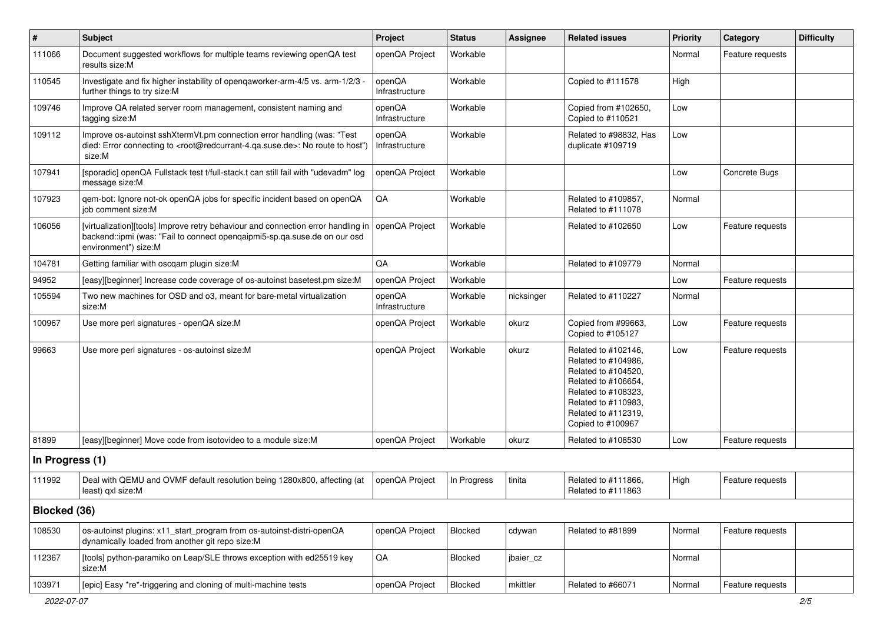| # | Subject | Project | Status | Assignee | Related issues | Priority | Category | Difficulty |
|---|---|---|---|---|---|---|---|---|
| 111066 | Document suggested workflows for multiple teams reviewing openQA test results size:M | openQA Project | Workable | | | Normal | Feature requests | |
| 110545 | Investigate and fix higher instability of openqaworker-arm-4/5 vs. arm-1/2/3 - further things to try size:M | openQA Infrastructure | Workable | | Copied to #111578 | High | | |
| 109746 | Improve QA related server room management, consistent naming and tagging size:M | openQA Infrastructure | Workable | | Copied from #102650, Copied to #110521 | Low | | |
| 109112 | Improve os-autoinst sshXtermVt.pm connection error handling (was: "Test died: Error connecting to <root@redcurrant-4.qa.suse.de>: No route to host") size:M | openQA Infrastructure | Workable | | Related to #98832, Has duplicate #109719 | Low | | |
| 107941 | [sporadic] openQA Fullstack test t/full-stack.t can still fail with "udevadm" log message size:M | openQA Project | Workable | | | Low | Concrete Bugs | |
| 107923 | qem-bot: Ignore not-ok openQA jobs for specific incident based on openQA job comment size:M | QA | Workable | | Related to #109857, Related to #111078 | Normal | | |
| 106056 | [virtualization][tools] Improve retry behaviour and connection error handling in backend::ipmi (was: "Fail to connect openqaipmi5-sp.qa.suse.de on our osd environment") size:M | openQA Project | Workable | | Related to #102650 | Low | Feature requests | |
| 104781 | Getting familiar with oscqam plugin size:M | QA | Workable | | Related to #109779 | Normal | | |
| 94952 | [easy][beginner] Increase code coverage of os-autoinst basetest.pm size:M | openQA Project | Workable | | | Low | Feature requests | |
| 105594 | Two new machines for OSD and o3, meant for bare-metal virtualization size:M | openQA Infrastructure | Workable | nicksinger | Related to #110227 | Normal | | |
| 100967 | Use more perl signatures - openQA size:M | openQA Project | Workable | okurz | Copied from #99663, Copied to #105127 | Low | Feature requests | |
| 99663 | Use more perl signatures - os-autoinst size:M | openQA Project | Workable | okurz | Related to #102146, Related to #104986, Related to #104520, Related to #106654, Related to #108323, Related to #110983, Related to #112319, Copied to #100967 | Low | Feature requests | |
| 81899 | [easy][beginner] Move code from isotovideo to a module size:M | openQA Project | Workable | okurz | Related to #108530 | Low | Feature requests | |
| **In Progress (1)** | | | | | | | | |
| 111992 | Deal with QEMU and OVMF default resolution being 1280x800, affecting (at least) qxl size:M | openQA Project | In Progress | tinita | Related to #111866, Related to #111863 | High | Feature requests | |
| **Blocked (36)** | | | | | | | | |
| 108530 | os-autoinst plugins: x11_start_program from os-autoinst-distri-openQA dynamically loaded from another git repo size:M | openQA Project | Blocked | cdywan | Related to #81899 | Normal | Feature requests | |
| 112367 | [tools] python-paramiko on Leap/SLE throws exception with ed25519 key size:M | QA | Blocked | jbaier_cz | | Normal | | |
| 103971 | [epic] Easy *re*-triggering and cloning of multi-machine tests | openQA Project | Blocked | mkittler | Related to #66071 | Normal | Feature requests | |

2022-07-07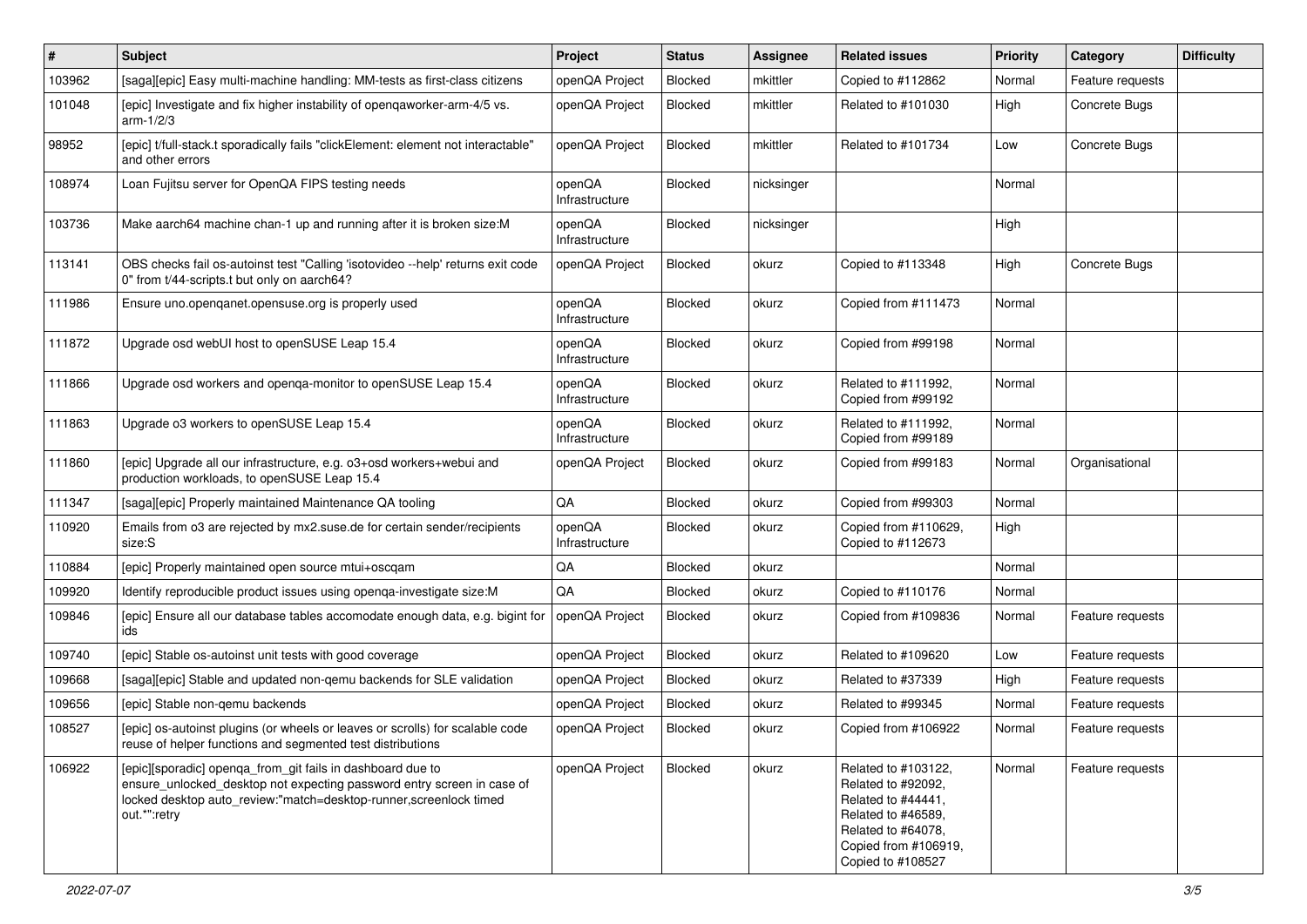| # | Subject | Project | Status | Assignee | Related issues | Priority | Category | Difficulty |
|---|---|---|---|---|---|---|---|---|
| 103962 | [saga][epic] Easy multi-machine handling: MM-tests as first-class citizens | openQA Project | Blocked | mkittler | Copied to #112862 | Normal | Feature requests | |
| 101048 | [epic] Investigate and fix higher instability of openqaworker-arm-4/5 vs. arm-1/2/3 | openQA Project | Blocked | mkittler | Related to #101030 | High | Concrete Bugs | |
| 98952 | [epic] t/full-stack.t sporadically fails "clickElement: element not interactable" and other errors | openQA Project | Blocked | mkittler | Related to #101734 | Low | Concrete Bugs | |
| 108974 | Loan Fujitsu server for OpenQA FIPS testing needs | openQA Infrastructure | Blocked | nicksinger | | Normal | | |
| 103736 | Make aarch64 machine chan-1 up and running after it is broken size:M | openQA Infrastructure | Blocked | nicksinger | | High | | |
| 113141 | OBS checks fail os-autoinst test "Calling 'isotovideo --help' returns exit code 0" from t/44-scripts.t but only on aarch64? | openQA Project | Blocked | okurz | Copied to #113348 | High | Concrete Bugs | |
| 111986 | Ensure uno.openqanet.opensuse.org is properly used | openQA Infrastructure | Blocked | okurz | Copied from #111473 | Normal | | |
| 111872 | Upgrade osd webUI host to openSUSE Leap 15.4 | openQA Infrastructure | Blocked | okurz | Copied from #99198 | Normal | | |
| 111866 | Upgrade osd workers and openqa-monitor to openSUSE Leap 15.4 | openQA Infrastructure | Blocked | okurz | Related to #111992, Copied from #99192 | Normal | | |
| 111863 | Upgrade o3 workers to openSUSE Leap 15.4 | openQA Infrastructure | Blocked | okurz | Related to #111992, Copied from #99189 | Normal | | |
| 111860 | [epic] Upgrade all our infrastructure, e.g. o3+osd workers+webui and production workloads, to openSUSE Leap 15.4 | openQA Project | Blocked | okurz | Copied from #99183 | Normal | Organisational | |
| 111347 | [saga][epic] Properly maintained Maintenance QA tooling | QA | Blocked | okurz | Copied from #99303 | Normal | | |
| 110920 | Emails from o3 are rejected by mx2.suse.de for certain sender/recipients size:S | openQA Infrastructure | Blocked | okurz | Copied from #110629, Copied to #112673 | High | | |
| 110884 | [epic] Properly maintained open source mtui+oscqam | QA | Blocked | okurz | | Normal | | |
| 109920 | Identify reproducible product issues using openqa-investigate size:M | QA | Blocked | okurz | Copied to #110176 | Normal | | |
| 109846 | [epic] Ensure all our database tables accomodate enough data, e.g. bigint for ids | openQA Project | Blocked | okurz | Copied from #109836 | Normal | Feature requests | |
| 109740 | [epic] Stable os-autoinst unit tests with good coverage | openQA Project | Blocked | okurz | Related to #109620 | Low | Feature requests | |
| 109668 | [saga][epic] Stable and updated non-qemu backends for SLE validation | openQA Project | Blocked | okurz | Related to #37339 | High | Feature requests | |
| 109656 | [epic] Stable non-qemu backends | openQA Project | Blocked | okurz | Related to #99345 | Normal | Feature requests | |
| 108527 | [epic] os-autoinst plugins (or wheels or leaves or scrolls) for scalable code reuse of helper functions and segmented test distributions | openQA Project | Blocked | okurz | Copied from #106922 | Normal | Feature requests | |
| 106922 | [epic][sporadic] openqa_from_git fails in dashboard due to ensure_unlocked_desktop not expecting password entry screen in case of locked desktop auto_review:"match=desktop-runner,screenlock timed out.*":retry | openQA Project | Blocked | okurz | Related to #103122, Related to #92092, Related to #44441, Related to #46589, Related to #64078, Copied from #106919, Copied to #108527 | Normal | Feature requests | |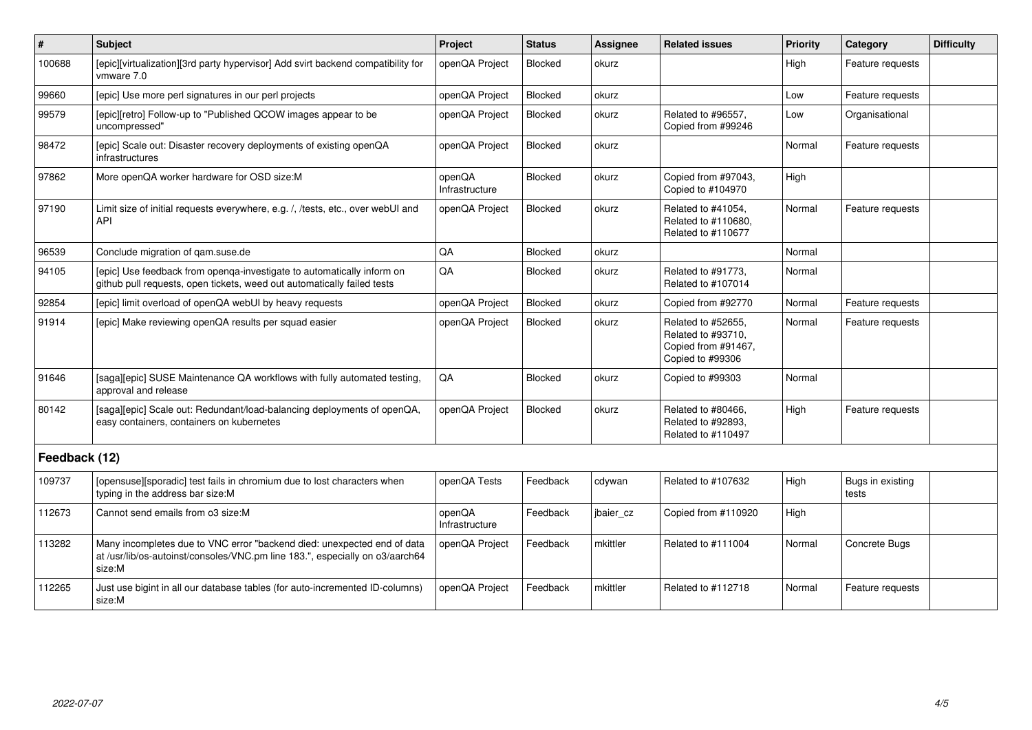| # | Subject | Project | Status | Assignee | Related issues | Priority | Category | Difficulty |
|---|---|---|---|---|---|---|---|---|
| 100688 | [epic][virtualization][3rd party hypervisor] Add svirt backend compatibility for vmware 7.0 | openQA Project | Blocked | okurz | | High | Feature requests | |
| 99660 | [epic] Use more perl signatures in our perl projects | openQA Project | Blocked | okurz | | Low | Feature requests | |
| 99579 | [epic][retro] Follow-up to "Published QCOW images appear to be uncompressed" | openQA Project | Blocked | okurz | Related to #96557, Copied from #99246 | Low | Organisational | |
| 98472 | [epic] Scale out: Disaster recovery deployments of existing openQA infrastructures | openQA Project | Blocked | okurz | | Normal | Feature requests | |
| 97862 | More openQA worker hardware for OSD size:M | openQA Infrastructure | Blocked | okurz | Copied from #97043, Copied to #104970 | High | | |
| 97190 | Limit size of initial requests everywhere, e.g. /, /tests, etc., over webUI and API | openQA Project | Blocked | okurz | Related to #41054, Related to #110680, Related to #110677 | Normal | Feature requests | |
| 96539 | Conclude migration of qam.suse.de | QA | Blocked | okurz | | Normal | | |
| 94105 | [epic] Use feedback from openqa-investigate to automatically inform on github pull requests, open tickets, weed out automatically failed tests | QA | Blocked | okurz | Related to #91773, Related to #107014 | Normal | | |
| 92854 | [epic] limit overload of openQA webUI by heavy requests | openQA Project | Blocked | okurz | Copied from #92770 | Normal | Feature requests | |
| 91914 | [epic] Make reviewing openQA results per squad easier | openQA Project | Blocked | okurz | Related to #52655, Related to #93710, Copied from #91467, Copied to #99306 | Normal | Feature requests | |
| 91646 | [saga][epic] SUSE Maintenance QA workflows with fully automated testing, approval and release | QA | Blocked | okurz | Copied to #99303 | Normal | | |
| 80142 | [saga][epic] Scale out: Redundant/load-balancing deployments of openQA, easy containers, containers on kubernetes | openQA Project | Blocked | okurz | Related to #80466, Related to #92893, Related to #110497 | High | Feature requests | |
| **Feedback (12)** | | | | | | | | |
| 109737 | [opensuse][sporadic] test fails in chromium due to lost characters when typing in the address bar size:M | openQA Tests | Feedback | cdywan | Related to #107632 | High | Bugs in existing tests | |
| 112673 | Cannot send emails from o3 size:M | openQA Infrastructure | Feedback | jbaier_cz | Copied from #110920 | High | | |
| 113282 | Many incompletes due to VNC error "backend died: unexpected end of data at /usr/lib/os-autoinst/consoles/VNC.pm line 183.", especially on o3/aarch64 size:M | openQA Project | Feedback | mkittler | Related to #111004 | Normal | Concrete Bugs | |
| 112265 | Just use bigint in all our database tables (for auto-incremented ID-columns) size:M | openQA Project | Feedback | mkittler | Related to #112718 | Normal | Feature requests | |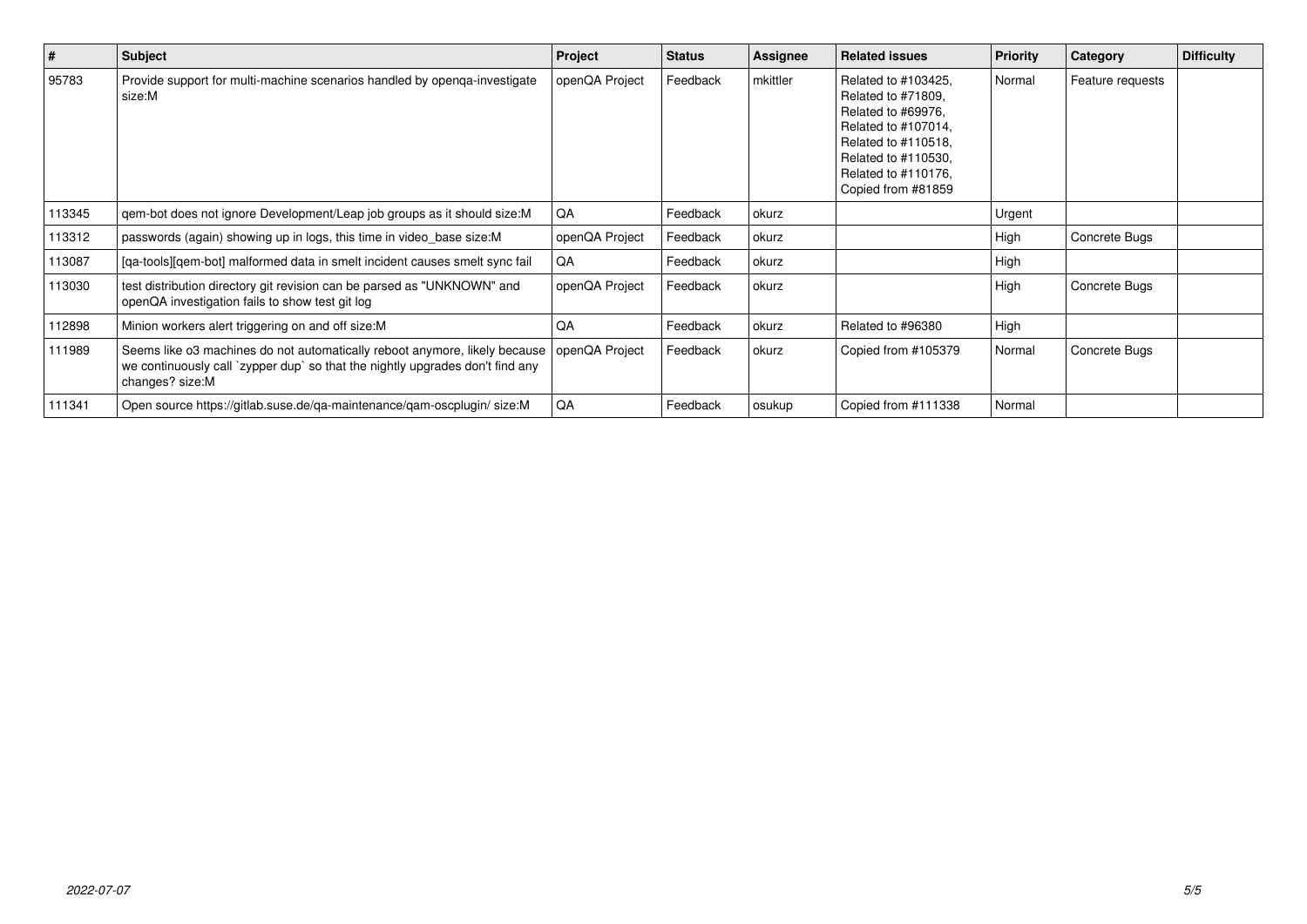| # | Subject | Project | Status | Assignee | Related issues | Priority | Category | Difficulty |
|---|---|---|---|---|---|---|---|---|
| 95783 | Provide support for multi-machine scenarios handled by openqa-investigate size:M | openQA Project | Feedback | mkittler | Related to #103425, Related to #71809, Related to #69976, Related to #107014, Related to #110518, Related to #110530, Related to #110176, Copied from #81859 | Normal | Feature requests | |
| 113345 | qem-bot does not ignore Development/Leap job groups as it should size:M | QA | Feedback | okurz | | Urgent | | |
| 113312 | passwords (again) showing up in logs, this time in video_base size:M | openQA Project | Feedback | okurz | | High | Concrete Bugs | |
| 113087 | [qa-tools][qem-bot] malformed data in smelt incident causes smelt sync fail | QA | Feedback | okurz | | High | | |
| 113030 | test distribution directory git revision can be parsed as "UNKNOWN" and openQA investigation fails to show test git log | openQA Project | Feedback | okurz | | High | Concrete Bugs | |
| 112898 | Minion workers alert triggering on and off size:M | QA | Feedback | okurz | Related to #96380 | High | | |
| 111989 | Seems like o3 machines do not automatically reboot anymore, likely because we continuously call `zypper dup` so that the nightly upgrades don't find any changes? size:M | openQA Project | Feedback | okurz | Copied from #105379 | Normal | Concrete Bugs | |
| 111341 | Open source https://gitlab.suse.de/qa-maintenance/qam-oscplugin/ size:M | QA | Feedback | osukup | Copied from #111338 | Normal | | |